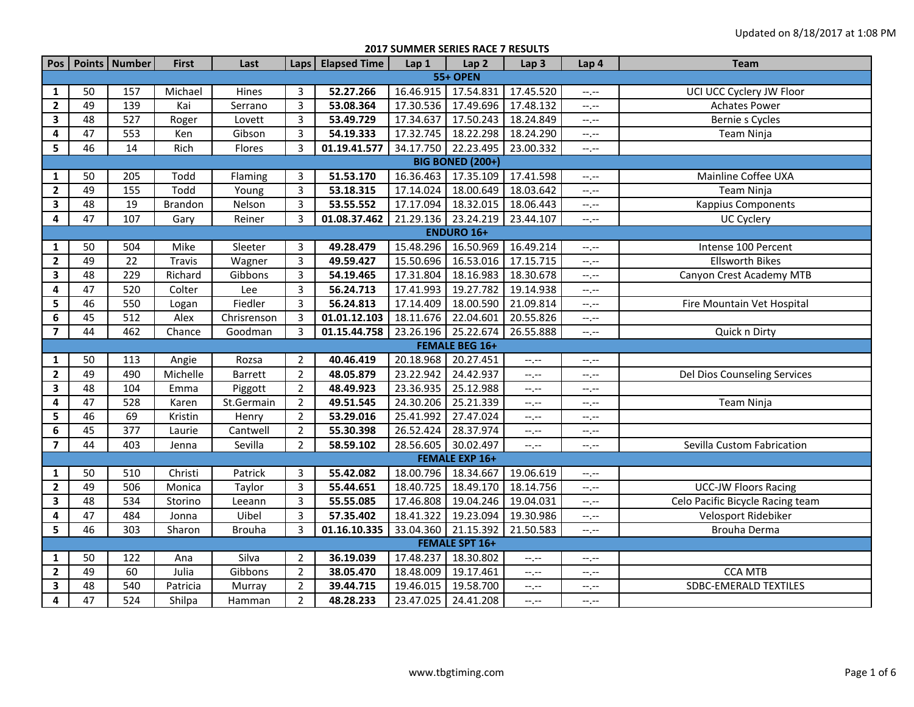Updated on 8/18/2017 at 1:08 PM

## 2017 SUMMER SERIES RACE 7 RESULTS

| Pos | Points | Number | First | Last | Laps | Elapsed Time | Lap 1 | Lap 2 | Lap 3 | Lap 4 | Team |
|---|---|---|---|---|---|---|---|---|---|---|---|
| **55+ OPEN** | | | | | | | | | | | |
| **1** | 50 | 157 | Michael | Hines | 3 | **52.27.266** | 16.46.915 | 17.54.831 | 17.45.520 | --.-- | UCI UCC Cyclery JW Floor |
| **2** | 49 | 139 | Kai | Serrano | 3 | **53.08.364** | 17.30.536 | 17.49.696 | 17.48.132 | --.-- | Achates Power |
| **3** | 48 | 527 | Roger | Lovett | 3 | **53.49.729** | 17.34.637 | 17.50.243 | 18.24.849 | --.-- | Bernie s Cycles |
| **4** | 47 | 553 | Ken | Gibson | 3 | **54.19.333** | 17.32.745 | 18.22.298 | 18.24.290 | --.-- | Team Ninja |
| **5** | 46 | 14 | Rich | Flores | 3 | **01.19.41.577** | 34.17.750 | 22.23.495 | 23.00.332 | --.-- | |
| **BIG BONED (200+)** | | | | | | | | | | | |
| **1** | 50 | 205 | Todd | Flaming | 3 | **51.53.170** | 16.36.463 | 17.35.109 | 17.41.598 | --.-- | Mainline Coffee UXA |
| **2** | 49 | 155 | Todd | Young | 3 | **53.18.315** | 17.14.024 | 18.00.649 | 18.03.642 | --.-- | Team Ninja |
| **3** | 48 | 19 | Brandon | Nelson | 3 | **53.55.552** | 17.17.094 | 18.32.015 | 18.06.443 | --.-- | Kappius Components |
| **4** | 47 | 107 | Gary | Reiner | 3 | **01.08.37.462** | 21.29.136 | 23.24.219 | 23.44.107 | --.-- | UC Cyclery |
| **ENDURO 16+** | | | | | | | | | | | |
| **1** | 50 | 504 | Mike | Sleeter | 3 | **49.28.479** | 15.48.296 | 16.50.969 | 16.49.214 | --.-- | Intense 100 Percent |
| **2** | 49 | 22 | Travis | Wagner | 3 | **49.59.427** | 15.50.696 | 16.53.016 | 17.15.715 | --.-- | Ellsworth Bikes |
| **3** | 48 | 229 | Richard | Gibbons | 3 | **54.19.465** | 17.31.804 | 18.16.983 | 18.30.678 | --.-- | Canyon Crest Academy MTB |
| **4** | 47 | 520 | Colter | Lee | 3 | **56.24.713** | 17.41.993 | 19.27.782 | 19.14.938 | --.-- | |
| **5** | 46 | 550 | Logan | Fiedler | 3 | **56.24.813** | 17.14.409 | 18.00.590 | 21.09.814 | --.-- | Fire Mountain Vet Hospital |
| **6** | 45 | 512 | Alex | Chrisrenson | 3 | **01.01.12.103** | 18.11.676 | 22.04.601 | 20.55.826 | --.-- | |
| **7** | 44 | 462 | Chance | Goodman | 3 | **01.15.44.758** | 23.26.196 | 25.22.674 | 26.55.888 | --.-- | Quick n Dirty |
| **FEMALE BEG 16+** | | | | | | | | | | | |
| **1** | 50 | 113 | Angie | Rozsa | 2 | **40.46.419** | 20.18.968 | 20.27.451 | --.-- | --.-- | |
| **2** | 49 | 490 | Michelle | Barrett | 2 | **48.05.879** | 23.22.942 | 24.42.937 | --.-- | --.-- | Del Dios Counseling Services |
| **3** | 48 | 104 | Emma | Piggott | 2 | **48.49.923** | 23.36.935 | 25.12.988 | --.-- | --.-- | |
| **4** | 47 | 528 | Karen | St.Germain | 2 | **49.51.545** | 24.30.206 | 25.21.339 | --.-- | --.-- | Team Ninja |
| **5** | 46 | 69 | Kristin | Henry | 2 | **53.29.016** | 25.41.992 | 27.47.024 | --.-- | --.-- | |
| **6** | 45 | 377 | Laurie | Cantwell | 2 | **55.30.398** | 26.52.424 | 28.37.974 | --.-- | --.-- | |
| **7** | 44 | 403 | Jenna | Sevilla | 2 | **58.59.102** | 28.56.605 | 30.02.497 | --.-- | --.-- | Sevilla Custom Fabrication |
| **FEMALE EXP 16+** | | | | | | | | | | | |
| **1** | 50 | 510 | Christi | Patrick | 3 | **55.42.082** | 18.00.796 | 18.34.667 | 19.06.619 | --.-- | |
| **2** | 49 | 506 | Monica | Taylor | 3 | **55.44.651** | 18.40.725 | 18.49.170 | 18.14.756 | --.-- | UCC-JW Floors Racing |
| **3** | 48 | 534 | Storino | Leeann | 3 | **55.55.085** | 17.46.808 | 19.04.246 | 19.04.031 | --.-- | Celo Pacific Bicycle Racing team |
| **4** | 47 | 484 | Jonna | Uibel | 3 | **57.35.402** | 18.41.322 | 19.23.094 | 19.30.986 | --.-- | Velosport Ridebiker |
| **5** | 46 | 303 | Sharon | Brouha | 3 | **01.16.10.335** | 33.04.360 | 21.15.392 | 21.50.583 | --.-- | Brouha Derma |
| **FEMALE SPT 16+** | | | | | | | | | | | |
| **1** | 50 | 122 | Ana | Silva | 2 | **36.19.039** | 17.48.237 | 18.30.802 | --.-- | --.-- | |
| **2** | 49 | 60 | Julia | Gibbons | 2 | **38.05.470** | 18.48.009 | 19.17.461 | --.-- | --.-- | CCA MTB |
| **3** | 48 | 540 | Patricia | Murray | 2 | **39.44.715** | 19.46.015 | 19.58.700 | --.-- | --.-- | SDBC-EMERALD TEXTILES |
| **4** | 47 | 524 | Shilpa | Hamman | 2 | **48.28.233** | 23.47.025 | 24.41.208 | --.-- | --.-- | |

www.tbgtiming.com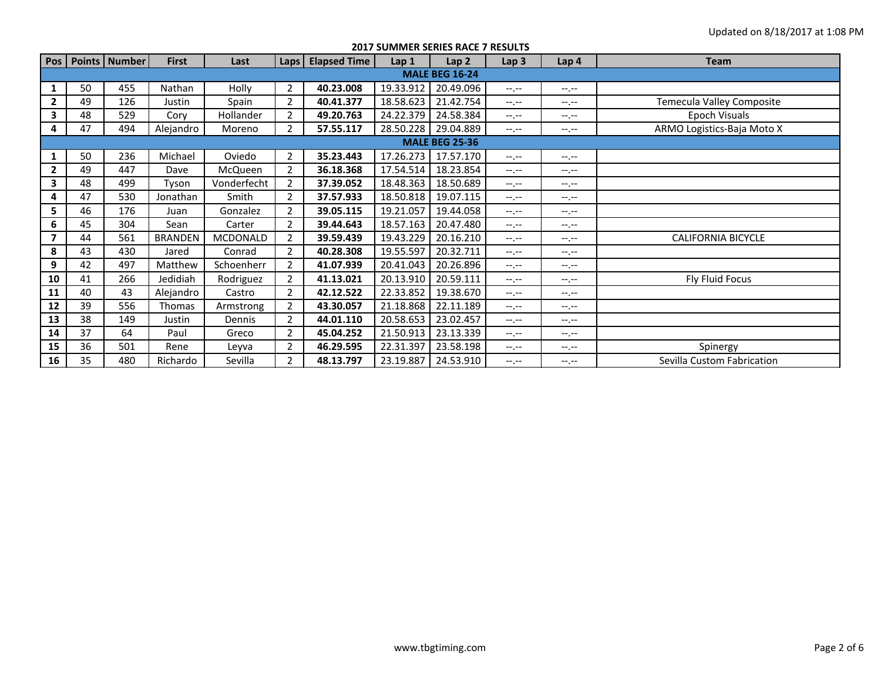Updated on 8/18/2017 at 1:08 PM

## 2017 SUMMER SERIES RACE 7 RESULTS

| Pos | Points | Number | First | Last | Laps | Elapsed Time | Lap 1 | Lap 2 | Lap 3 | Lap 4 | Team |
|---|---|---|---|---|---|---|---|---|---|---|---|
| | | | | | | **MALE BEG 16-24** | | | | | |
| **1** | 50 | 455 | Nathan | Holly | 2 | **40.23.008** | 19.33.912 | 20.49.096 | --.-- | --.-- | |
| **2** | 49 | 126 | Justin | Spain | 2 | **40.41.377** | 18.58.623 | 21.42.754 | --.-- | --.-- | Temecula Valley Composite |
| **3** | 48 | 529 | Cory | Hollander | 2 | **49.20.763** | 24.22.379 | 24.58.384 | --.-- | --.-- | Epoch Visuals |
| **4** | 47 | 494 | Alejandro | Moreno | 2 | **57.55.117** | 28.50.228 | 29.04.889 | --.-- | --.-- | ARMO Logistics-Baja Moto X |
| | | | | | | **MALE BEG 25-36** | | | | | |
| **1** | 50 | 236 | Michael | Oviedo | 2 | **35.23.443** | 17.26.273 | 17.57.170 | --.-- | --.-- | |
| **2** | 49 | 447 | Dave | McQueen | 2 | **36.18.368** | 17.54.514 | 18.23.854 | --.-- | --.-- | |
| **3** | 48 | 499 | Tyson | Vonderfecht | 2 | **37.39.052** | 18.48.363 | 18.50.689 | --.-- | --.-- | |
| **4** | 47 | 530 | Jonathan | Smith | 2 | **37.57.933** | 18.50.818 | 19.07.115 | --.-- | --.-- | |
| **5** | 46 | 176 | Juan | Gonzalez | 2 | **39.05.115** | 19.21.057 | 19.44.058 | --.-- | --.-- | |
| **6** | 45 | 304 | Sean | Carter | 2 | **39.44.643** | 18.57.163 | 20.47.480 | --.-- | --.-- | |
| **7** | 44 | 561 | BRANDEN | MCDONALD | 2 | **39.59.439** | 19.43.229 | 20.16.210 | --.-- | --.-- | CALIFORNIA BICYCLE |
| **8** | 43 | 430 | Jared | Conrad | 2 | **40.28.308** | 19.55.597 | 20.32.711 | --.-- | --.-- | |
| **9** | 42 | 497 | Matthew | Schoenherr | 2 | **41.07.939** | 20.41.043 | 20.26.896 | --.-- | --.-- | |
| **10** | 41 | 266 | Jedidiah | Rodriguez | 2 | **41.13.021** | 20.13.910 | 20.59.111 | --.-- | --.-- | Fly Fluid Focus |
| **11** | 40 | 43 | Alejandro | Castro | 2 | **42.12.522** | 22.33.852 | 19.38.670 | --.-- | --.-- | |
| **12** | 39 | 556 | Thomas | Armstrong | 2 | **43.30.057** | 21.18.868 | 22.11.189 | --.-- | --.-- | |
| **13** | 38 | 149 | Justin | Dennis | 2 | **44.01.110** | 20.58.653 | 23.02.457 | --.-- | --.-- | |
| **14** | 37 | 64 | Paul | Greco | 2 | **45.04.252** | 21.50.913 | 23.13.339 | --.-- | --.-- | |
| **15** | 36 | 501 | Rene | Leyva | 2 | **46.29.595** | 22.31.397 | 23.58.198 | --.-- | --.-- | Spinergy |
| **16** | 35 | 480 | Richardo | Sevilla | 2 | **48.13.797** | 23.19.887 | 24.53.910 | --.-- | --.-- | Sevilla Custom Fabrication |

www.tbgtiming.com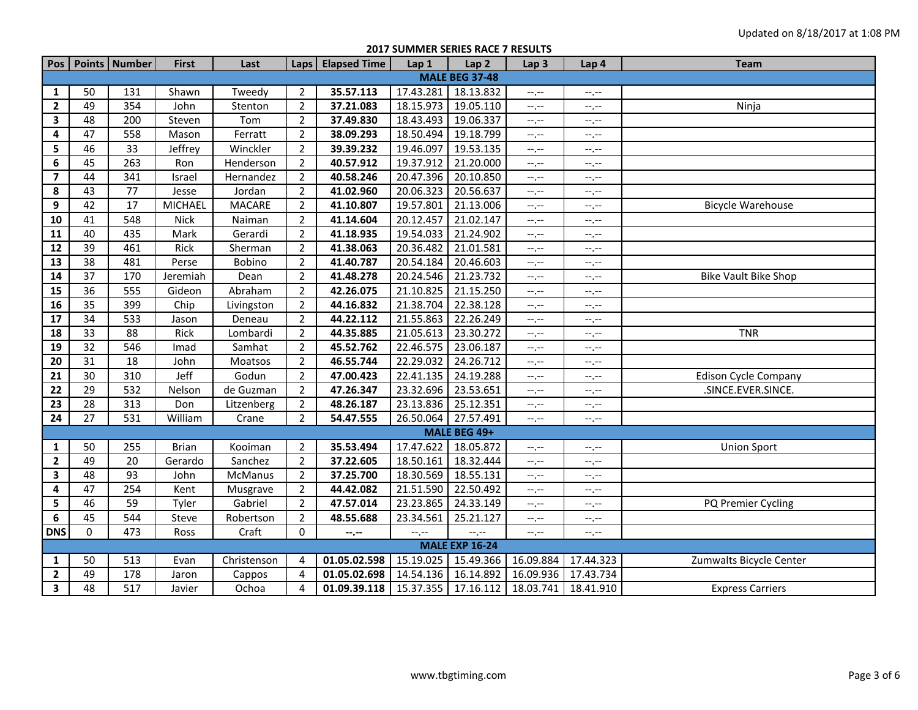Updated on 8/18/2017 at 1:08 PM

## 2017 SUMMER SERIES RACE 7 RESULTS

| Pos | Points | Number | First | Last | Laps | Elapsed Time | Lap 1 | Lap 2 | Lap 3 | Lap 4 | Team |
|---|---|---|---|---|---|---|---|---|---|---|---|
| **MALE BEG 37-48** | | | | | | | | | | | |
| 1 | 50 | 131 | Shawn | Tweedy | 2 | **35.57.113** | 17.43.281 | 18.13.832 | --.-- | --.-- | |
| 2 | 49 | 354 | John | Stenton | 2 | **37.21.083** | 18.15.973 | 19.05.110 | --.-- | --.-- | Ninja |
| 3 | 48 | 200 | Steven | Tom | 2 | **37.49.830** | 18.43.493 | 19.06.337 | --.-- | --.-- | |
| 4 | 47 | 558 | Mason | Ferratt | 2 | **38.09.293** | 18.50.494 | 19.18.799 | --.-- | --.-- | |
| 5 | 46 | 33 | Jeffrey | Winckler | 2 | **39.39.232** | 19.46.097 | 19.53.135 | --.-- | --.-- | |
| 6 | 45 | 263 | Ron | Henderson | 2 | **40.57.912** | 19.37.912 | 21.20.000 | --.-- | --.-- | |
| 7 | 44 | 341 | Israel | Hernandez | 2 | **40.58.246** | 20.47.396 | 20.10.850 | --.-- | --.-- | |
| 8 | 43 | 77 | Jesse | Jordan | 2 | **41.02.960** | 20.06.323 | 20.56.637 | --.-- | --.-- | |
| 9 | 42 | 17 | MICHAEL | MACARE | 2 | **41.10.807** | 19.57.801 | 21.13.006 | --.-- | --.-- | Bicycle Warehouse |
| 10 | 41 | 548 | Nick | Naiman | 2 | **41.14.604** | 20.12.457 | 21.02.147 | --.-- | --.-- | |
| 11 | 40 | 435 | Mark | Gerardi | 2 | **41.18.935** | 19.54.033 | 21.24.902 | --.-- | --.-- | |
| 12 | 39 | 461 | Rick | Sherman | 2 | **41.38.063** | 20.36.482 | 21.01.581 | --.-- | --.-- | |
| 13 | 38 | 481 | Perse | Bobino | 2 | **41.40.787** | 20.54.184 | 20.46.603 | --.-- | --.-- | |
| 14 | 37 | 170 | Jeremiah | Dean | 2 | **41.48.278** | 20.24.546 | 21.23.732 | --.-- | --.-- | Bike Vault Bike Shop |
| 15 | 36 | 555 | Gideon | Abraham | 2 | **42.26.075** | 21.10.825 | 21.15.250 | --.-- | --.-- | |
| 16 | 35 | 399 | Chip | Livingston | 2 | **44.16.832** | 21.38.704 | 22.38.128 | --.-- | --.-- | |
| 17 | 34 | 533 | Jason | Deneau | 2 | **44.22.112** | 21.55.863 | 22.26.249 | --.-- | --.-- | |
| 18 | 33 | 88 | Rick | Lombardi | 2 | **44.35.885** | 21.05.613 | 23.30.272 | --.-- | --.-- | TNR |
| 19 | 32 | 546 | Imad | Samhat | 2 | **45.52.762** | 22.46.575 | 23.06.187 | --.-- | --.-- | |
| 20 | 31 | 18 | John | Moatsos | 2 | **46.55.744** | 22.29.032 | 24.26.712 | --.-- | --.-- | |
| 21 | 30 | 310 | Jeff | Godun | 2 | **47.00.423** | 22.41.135 | 24.19.288 | --.-- | --.-- | Edison Cycle Company |
| 22 | 29 | 532 | Nelson | de Guzman | 2 | **47.26.347** | 23.32.696 | 23.53.651 | --.-- | --.-- | .SINCE.EVER.SINCE. |
| 23 | 28 | 313 | Don | Litzenberg | 2 | **48.26.187** | 23.13.836 | 25.12.351 | --.-- | --.-- | |
| 24 | 27 | 531 | William | Crane | 2 | **54.47.555** | 26.50.064 | 27.57.491 | --.-- | --.-- | |
| **MALE BEG 49+** | | | | | | | | | | | |
| 1 | 50 | 255 | Brian | Kooiman | 2 | **35.53.494** | 17.47.622 | 18.05.872 | --.-- | --.-- | Union Sport |
| 2 | 49 | 20 | Gerardo | Sanchez | 2 | **37.22.605** | 18.50.161 | 18.32.444 | --.-- | --.-- | |
| 3 | 48 | 93 | John | McManus | 2 | **37.25.700** | 18.30.569 | 18.55.131 | --.-- | --.-- | |
| 4 | 47 | 254 | Kent | Musgrave | 2 | **44.42.082** | 21.51.590 | 22.50.492 | --.-- | --.-- | |
| 5 | 46 | 59 | Tyler | Gabriel | 2 | **47.57.014** | 23.23.865 | 24.33.149 | --.-- | --.-- | PQ Premier Cycling |
| 6 | 45 | 544 | Steve | Robertson | 2 | **48.55.688** | 23.34.561 | 25.21.127 | --.-- | --.-- | |
| DNS | 0 | 473 | Ross | Craft | 0 | **--.--** | --.-- | --.-- | --.-- | --.-- | |
| **MALE EXP 16-24** | | | | | | | | | | | |
| 1 | 50 | 513 | Evan | Christenson | 4 | **01.05.02.598** | 15.19.025 | 15.49.366 | 16.09.884 | 17.44.323 | Zumwalts Bicycle Center |
| 2 | 49 | 178 | Jaron | Cappos | 4 | **01.05.02.698** | 14.54.136 | 16.14.892 | 16.09.936 | 17.43.734 | |
| 3 | 48 | 517 | Javier | Ochoa | 4 | **01.09.39.118** | 15.37.355 | 17.16.112 | 18.03.741 | 18.41.910 | Express Carriers |

www.tbgtiming.com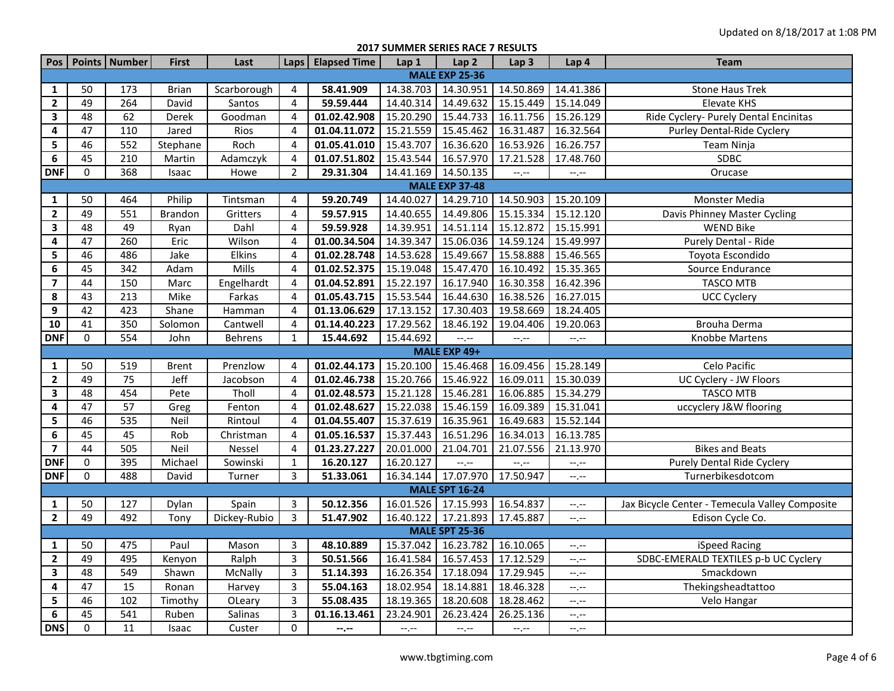Updated on 8/18/2017 at 1:08 PM

## 2017 SUMMER SERIES RACE 7 RESULTS

| Pos | Points | Number | First | Last | Laps | Elapsed Time | Lap 1 | Lap 2 | Lap 3 | Lap 4 | Team |
|---|---|---|---|---|---|---|---|---|---|---|---|
| **MALE EXP 25-36** | | | | | | | | | | | |
| **1** | 50 | 173 | Brian | Scarborough | 4 | **58.41.909** | 14.38.703 | 14.30.951 | 14.50.869 | 14.41.386 | Stone Haus Trek |
| **2** | 49 | 264 | David | Santos | 4 | **59.59.444** | 14.40.314 | 14.49.632 | 15.15.449 | 15.14.049 | Elevate KHS |
| **3** | 48 | 62 | Derek | Goodman | 4 | **01.02.42.908** | 15.20.290 | 15.44.733 | 16.11.756 | 15.26.129 | Ride Cyclery- Purely Dental Encinitas |
| **4** | 47 | 110 | Jared | Rios | 4 | **01.04.11.072** | 15.21.559 | 15.45.462 | 16.31.487 | 16.32.564 | Purley Dental-Ride Cyclery |
| **5** | 46 | 552 | Stephane | Roch | 4 | **01.05.41.010** | 15.43.707 | 16.36.620 | 16.53.926 | 16.26.757 | Team Ninja |
| **6** | 45 | 210 | Martin | Adamczyk | 4 | **01.07.51.802** | 15.43.544 | 16.57.970 | 17.21.528 | 17.48.760 | SDBC |
| **DNF** | 0 | 368 | Isaac | Howe | 2 | **29.31.304** | 14.41.169 | 14.50.135 | --.-- | --.-- | Orucase |
| **MALE EXP 37-48** | | | | | | | | | | | |
| **1** | 50 | 464 | Philip | Tintsman | 4 | **59.20.749** | 14.40.027 | 14.29.710 | 14.50.903 | 15.20.109 | Monster Media |
| **2** | 49 | 551 | Brandon | Gritters | 4 | **59.57.915** | 14.40.655 | 14.49.806 | 15.15.334 | 15.12.120 | Davis Phinney Master Cycling |
| **3** | 48 | 49 | Ryan | Dahl | 4 | **59.59.928** | 14.39.951 | 14.51.114 | 15.12.872 | 15.15.991 | WEND Bike |
| **4** | 47 | 260 | Eric | Wilson | 4 | **01.00.34.504** | 14.39.347 | 15.06.036 | 14.59.124 | 15.49.997 | Purely Dental - Ride |
| **5** | 46 | 486 | Jake | Elkins | 4 | **01.02.28.748** | 14.53.628 | 15.49.667 | 15.58.888 | 15.46.565 | Toyota Escondido |
| **6** | 45 | 342 | Adam | Mills | 4 | **01.02.52.375** | 15.19.048 | 15.47.470 | 16.10.492 | 15.35.365 | Source Endurance |
| **7** | 44 | 150 | Marc | Engelhardt | 4 | **01.04.52.891** | 15.22.197 | 16.17.940 | 16.30.358 | 16.42.396 | TASCO MTB |
| **8** | 43 | 213 | Mike | Farkas | 4 | **01.05.43.715** | 15.53.544 | 16.44.630 | 16.38.526 | 16.27.015 | UCC Cyclery |
| **9** | 42 | 423 | Shane | Hamman | 4 | **01.13.06.629** | 17.13.152 | 17.30.403 | 19.58.669 | 18.24.405 | |
| **10** | 41 | 350 | Solomon | Cantwell | 4 | **01.14.40.223** | 17.29.562 | 18.46.192 | 19.04.406 | 19.20.063 | Brouha Derma |
| **DNF** | 0 | 554 | John | Behrens | 1 | **15.44.692** | 15.44.692 | --.-- | --.-- | --.-- | Knobbe Martens |
| **MALE EXP 49+** | | | | | | | | | | | |
| **1** | 50 | 519 | Brent | Prenzlow | 4 | **01.02.44.173** | 15.20.100 | 15.46.468 | 16.09.456 | 15.28.149 | Celo Pacific |
| **2** | 49 | 75 | Jeff | Jacobson | 4 | **01.02.46.738** | 15.20.766 | 15.46.922 | 16.09.011 | 15.30.039 | UC Cyclery - JW Floors |
| **3** | 48 | 454 | Pete | Tholl | 4 | **01.02.48.573** | 15.21.128 | 15.46.281 | 16.06.885 | 15.34.279 | TASCO MTB |
| **4** | 47 | 57 | Greg | Fenton | 4 | **01.02.48.627** | 15.22.038 | 15.46.159 | 16.09.389 | 15.31.041 | uccyclery J&W flooring |
| **5** | 46 | 535 | Neil | Rintoul | 4 | **01.04.55.407** | 15.37.619 | 16.35.961 | 16.49.683 | 15.52.144 | |
| **6** | 45 | 45 | Rob | Christman | 4 | **01.05.16.537** | 15.37.443 | 16.51.296 | 16.34.013 | 16.13.785 | |
| **7** | 44 | 505 | Neil | Nessel | 4 | **01.23.27.227** | 20.01.000 | 21.04.701 | 21.07.556 | 21.13.970 | Bikes and Beats |
| **DNF** | 0 | 395 | Michael | Sowinski | 1 | **16.20.127** | 16.20.127 | --.-- | --.-- | --.-- | Purely Dental Ride Cyclery |
| **DNF** | 0 | 488 | David | Turner | 3 | **51.33.061** | 16.34.144 | 17.07.970 | 17.50.947 | --.-- | Turnerbikesdotcom |
| **MALE SPT 16-24** | | | | | | | | | | | |
| **1** | 50 | 127 | Dylan | Spain | 3 | **50.12.356** | 16.01.526 | 17.15.993 | 16.54.837 | --.-- | Jax Bicycle Center - Temecula Valley Composite |
| **2** | 49 | 492 | Tony | Dickey-Rubio | 3 | **51.47.902** | 16.40.122 | 17.21.893 | 17.45.887 | --.-- | Edison Cycle Co. |
| **MALE SPT 25-36** | | | | | | | | | | | |
| **1** | 50 | 475 | Paul | Mason | 3 | **48.10.889** | 15.37.042 | 16.23.782 | 16.10.065 | --.-- | iSpeed Racing |
| **2** | 49 | 495 | Kenyon | Ralph | 3 | **50.51.566** | 16.41.584 | 16.57.453 | 17.12.529 | --.-- | SDBC-EMERALD TEXTILES p-b UC Cyclery |
| **3** | 48 | 549 | Shawn | McNally | 3 | **51.14.393** | 16.26.354 | 17.18.094 | 17.29.945 | --.-- | Smackdown |
| **4** | 47 | 15 | Ronan | Harvey | 3 | **55.04.163** | 18.02.954 | 18.14.881 | 18.46.328 | --.-- | Thekingsheadtattoo |
| **5** | 46 | 102 | Timothy | OLeary | 3 | **55.08.435** | 18.19.365 | 18.20.608 | 18.28.462 | --.-- | Velo Hangar |
| **6** | 45 | 541 | Ruben | Salinas | 3 | **01.16.13.461** | 23.24.901 | 26.23.424 | 26.25.136 | --.-- | |
| **DNS** | 0 | 11 | Isaac | Custer | 0 | **--.--** | --.-- | --.-- | --.-- | --.-- | |

www.tbgtiming.com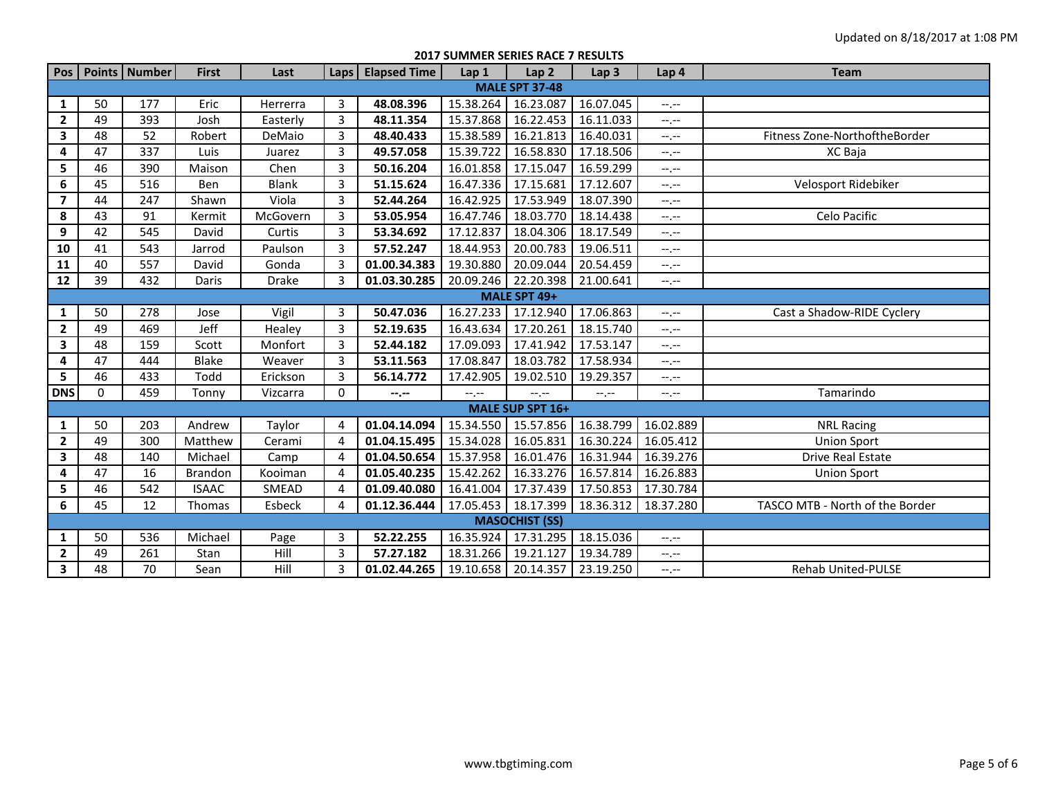Updated on 8/18/2017 at 1:08 PM

**2017 SUMMER SERIES RACE 7 RESULTS**

| Pos | Points | Number | First | Last | Laps | Elapsed Time | Lap 1 | Lap 2 | Lap 3 | Lap 4 | Team |
|---|---|---|---|---|---|---|---|---|---|---|---|
| **MALE SPT 37-48** | | | | | | | | | | | |
| **1** | 50 | 177 | Eric | Herrerra | 3 | **48.08.396** | 15.38.264 | 16.23.087 | 16.07.045 | --.-- | |
| **2** | 49 | 393 | Josh | Easterly | 3 | **48.11.354** | 15.37.868 | 16.22.453 | 16.11.033 | --.-- | |
| **3** | 48 | 52 | Robert | DeMaio | 3 | **48.40.433** | 15.38.589 | 16.21.813 | 16.40.031 | --.-- | Fitness Zone-NorthoftheBorder |
| **4** | 47 | 337 | Luis | Juarez | 3 | **49.57.058** | 15.39.722 | 16.58.830 | 17.18.506 | --.-- | XC Baja |
| **5** | 46 | 390 | Maison | Chen | 3 | **50.16.204** | 16.01.858 | 17.15.047 | 16.59.299 | --.-- | |
| **6** | 45 | 516 | Ben | Blank | 3 | **51.15.624** | 16.47.336 | 17.15.681 | 17.12.607 | --.-- | Velosport Ridebiker |
| **7** | 44 | 247 | Shawn | Viola | 3 | **52.44.264** | 16.42.925 | 17.53.949 | 18.07.390 | --.-- | |
| **8** | 43 | 91 | Kermit | McGovern | 3 | **53.05.954** | 16.47.746 | 18.03.770 | 18.14.438 | --.-- | Celo Pacific |
| **9** | 42 | 545 | David | Curtis | 3 | **53.34.692** | 17.12.837 | 18.04.306 | 18.17.549 | --.-- | |
| **10** | 41 | 543 | Jarrod | Paulson | 3 | **57.52.247** | 18.44.953 | 20.00.783 | 19.06.511 | --.-- | |
| **11** | 40 | 557 | David | Gonda | 3 | **01.00.34.383** | 19.30.880 | 20.09.044 | 20.54.459 | --.-- | |
| **12** | 39 | 432 | Daris | Drake | 3 | **01.03.30.285** | 20.09.246 | 22.20.398 | 21.00.641 | --.-- | |
| **MALE SPT 49+** | | | | | | | | | | | |
| **1** | 50 | 278 | Jose | Vigil | 3 | **50.47.036** | 16.27.233 | 17.12.940 | 17.06.863 | --.-- | Cast a Shadow-RIDE Cyclery |
| **2** | 49 | 469 | Jeff | Healey | 3 | **52.19.635** | 16.43.634 | 17.20.261 | 18.15.740 | --.-- | |
| **3** | 48 | 159 | Scott | Monfort | 3 | **52.44.182** | 17.09.093 | 17.41.942 | 17.53.147 | --.-- | |
| **4** | 47 | 444 | Blake | Weaver | 3 | **53.11.563** | 17.08.847 | 18.03.782 | 17.58.934 | --.-- | |
| **5** | 46 | 433 | Todd | Erickson | 3 | **56.14.772** | 17.42.905 | 19.02.510 | 19.29.357 | --.-- | |
| **DNS** | 0 | 459 | Tonny | Vizcarra | 0 | **--.--** | --.-- | --.-- | --.-- | --.-- | Tamarindo |
| **MALE SUP SPT 16+** | | | | | | | | | | | |
| **1** | 50 | 203 | Andrew | Taylor | 4 | **01.04.14.094** | 15.34.550 | 15.57.856 | 16.38.799 | 16.02.889 | NRL Racing |
| **2** | 49 | 300 | Matthew | Cerami | 4 | **01.04.15.495** | 15.34.028 | 16.05.831 | 16.30.224 | 16.05.412 | Union Sport |
| **3** | 48 | 140 | Michael | Camp | 4 | **01.04.50.654** | 15.37.958 | 16.01.476 | 16.31.944 | 16.39.276 | Drive Real Estate |
| **4** | 47 | 16 | Brandon | Kooiman | 4 | **01.05.40.235** | 15.42.262 | 16.33.276 | 16.57.814 | 16.26.883 | Union Sport |
| **5** | 46 | 542 | ISAAC | SMEAD | 4 | **01.09.40.080** | 16.41.004 | 17.37.439 | 17.50.853 | 17.30.784 | |
| **6** | 45 | 12 | Thomas | Esbeck | 4 | **01.12.36.444** | 17.05.453 | 18.17.399 | 18.36.312 | 18.37.280 | TASCO MTB - North of the Border |
| **MASOCHIST (SS)** | | | | | | | | | | | |
| **1** | 50 | 536 | Michael | Page | 3 | **52.22.255** | 16.35.924 | 17.31.295 | 18.15.036 | --.-- | |
| **2** | 49 | 261 | Stan | Hill | 3 | **57.27.182** | 18.31.266 | 19.21.127 | 19.34.789 | --.-- | |
| **3** | 48 | 70 | Sean | Hill | 3 | **01.02.44.265** | 19.10.658 | 20.14.357 | 23.19.250 | --.-- | Rehab United-PULSE |

www.tbgtiming.com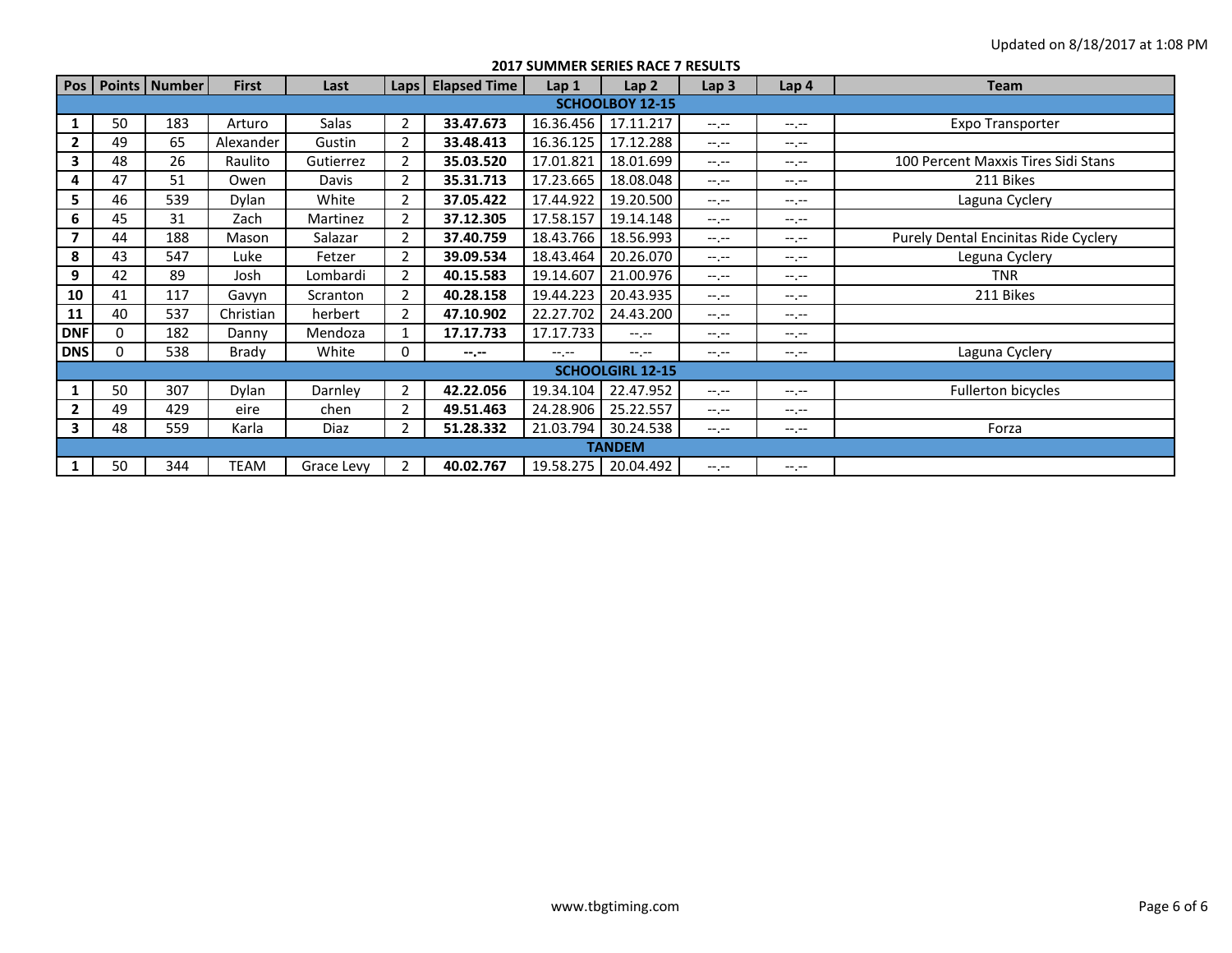Updated on 8/18/2017 at 1:08 PM

## 2017 SUMMER SERIES RACE 7 RESULTS

| Pos | Points | Number | First | Last | Laps | Elapsed Time | Lap 1 | Lap 2 | Lap 3 | Lap 4 | Team |
|---|---|---|---|---|---|---|---|---|---|---|---|
| **SCHOOLBOY 12-15** | | | | | | | | | | | |
| **1** | 50 | 183 | Arturo | Salas | 2 | **33.47.673** | 16.36.456 | 17.11.217 | --.-- | --.-- | Expo Transporter |
| **2** | 49 | 65 | Alexander | Gustin | 2 | **33.48.413** | 16.36.125 | 17.12.288 | --.-- | --.-- | |
| **3** | 48 | 26 | Raulito | Gutierrez | 2 | **35.03.520** | 17.01.821 | 18.01.699 | --.-- | --.-- | 100 Percent Maxxis Tires Sidi Stans |
| **4** | 47 | 51 | Owen | Davis | 2 | **35.31.713** | 17.23.665 | 18.08.048 | --.-- | --.-- | 211 Bikes |
| **5** | 46 | 539 | Dylan | White | 2 | **37.05.422** | 17.44.922 | 19.20.500 | --.-- | --.-- | Laguna Cyclery |
| **6** | 45 | 31 | Zach | Martinez | 2 | **37.12.305** | 17.58.157 | 19.14.148 | --.-- | --.-- | |
| **7** | 44 | 188 | Mason | Salazar | 2 | **37.40.759** | 18.43.766 | 18.56.993 | --.-- | --.-- | Purely Dental Encinitas Ride Cyclery |
| **8** | 43 | 547 | Luke | Fetzer | 2 | **39.09.534** | 18.43.464 | 20.26.070 | --.-- | --.-- | Leguna Cyclery |
| **9** | 42 | 89 | Josh | Lombardi | 2 | **40.15.583** | 19.14.607 | 21.00.976 | --.-- | --.-- | TNR |
| **10** | 41 | 117 | Gavyn | Scranton | 2 | **40.28.158** | 19.44.223 | 20.43.935 | --.-- | --.-- | 211 Bikes |
| **11** | 40 | 537 | Christian | herbert | 2 | **47.10.902** | 22.27.702 | 24.43.200 | --.-- | --.-- | |
| **DNF** | 0 | 182 | Danny | Mendoza | 1 | **17.17.733** | 17.17.733 | --.-- | --.-- | --.-- | |
| **DNS** | 0 | 538 | Brady | White | 0 | **--.--** | --.-- | --.-- | --.-- | --.-- | Laguna Cyclery |
| **SCHOOLGIRL 12-15** | | | | | | | | | | | |
| **1** | 50 | 307 | Dylan | Darnley | 2 | **42.22.056** | 19.34.104 | 22.47.952 | --.-- | --.-- | Fullerton bicycles |
| **2** | 49 | 429 | eire | chen | 2 | **49.51.463** | 24.28.906 | 25.22.557 | --.-- | --.-- | |
| **3** | 48 | 559 | Karla | Diaz | 2 | **51.28.332** | 21.03.794 | 30.24.538 | --.-- | --.-- | Forza |
| **TANDEM** | | | | | | | | | | | |
| **1** | 50 | 344 | TEAM | Grace Levy | 2 | **40.02.767** | 19.58.275 | 20.04.492 | --.-- | --.-- | |

www.tbgtiming.com